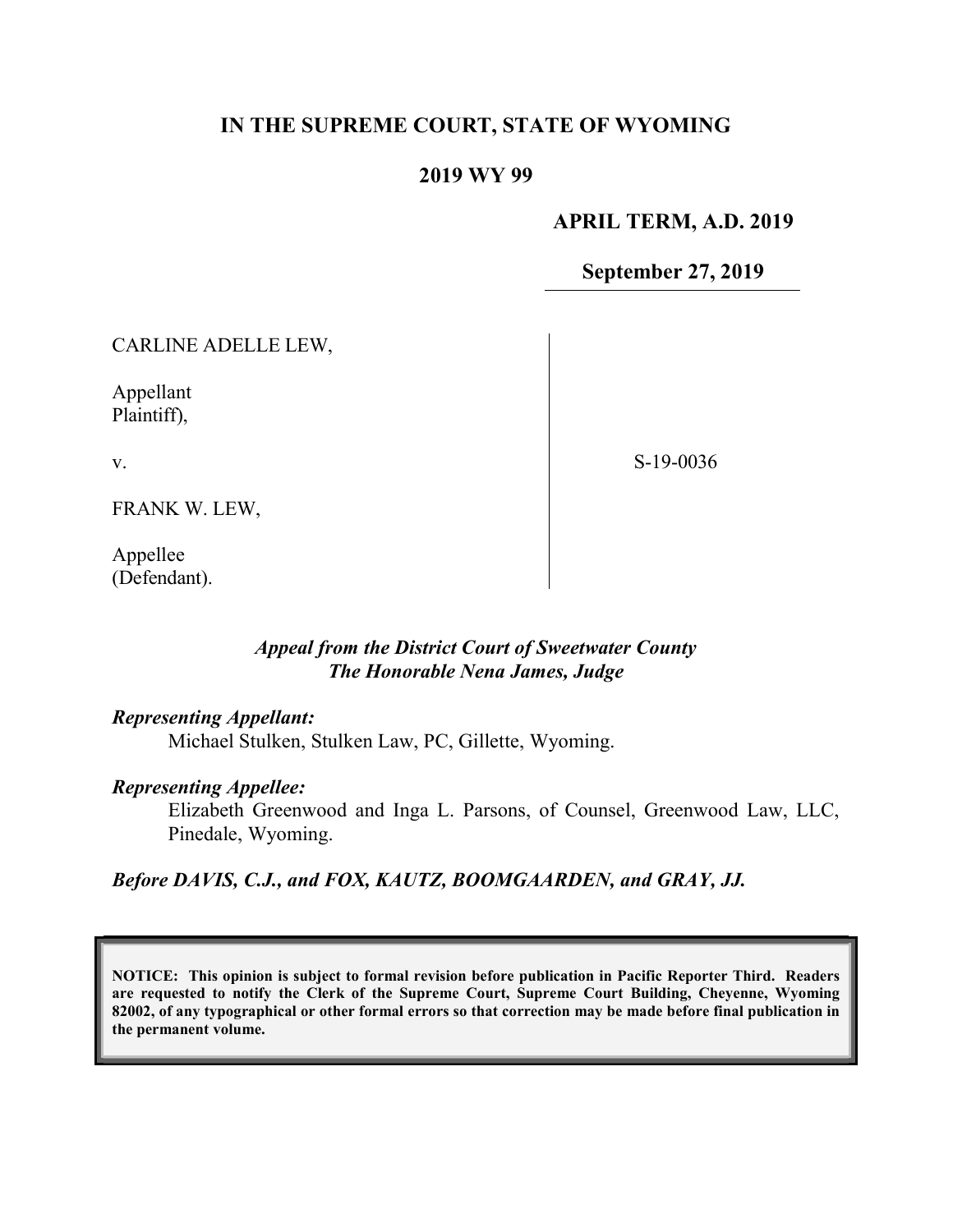# IN THE SUPREME COURT, STATE OF WYOMING

## 2019 WY 99

**APRIL TERM, A.D. 2019**

**September 27, 2019**

CARLINE ADELLE LEW,

Appellant
Plaintiff),

v.

FRANK W. LEW,

Appellee
(Defendant).

S-19-0036

*Appeal from the District Court of Sweetwater County*
*The Honorable Nena James, Judge*

***Representing Appellant:***
Michael Stulken, Stulken Law, PC, Gillette, Wyoming.

***Representing Appellee:***
Elizabeth Greenwood and Inga L. Parsons, of Counsel, Greenwood Law, LLC, Pinedale, Wyoming.

***Before DAVIS, C.J., and FOX, KAUTZ, BOOMGAARDEN, and GRAY, JJ.***

**NOTICE: This opinion is subject to formal revision before publication in Pacific Reporter Third. Readers are requested to notify the Clerk of the Supreme Court, Supreme Court Building, Cheyenne, Wyoming 82002, of any typographical or other formal errors so that correction may be made before final publication in the permanent volume.**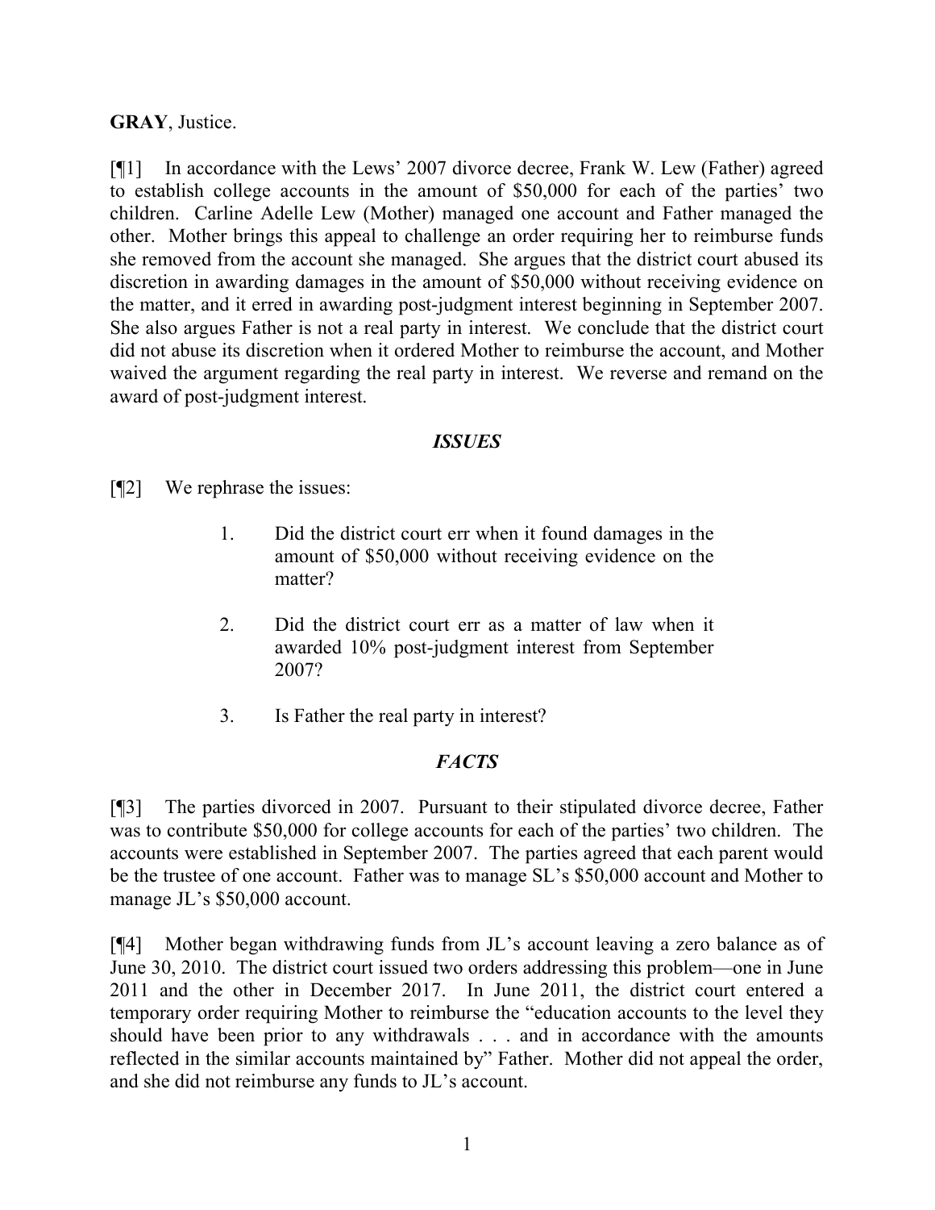**GRAY**, Justice.

[¶1] In accordance with the Lews' 2007 divorce decree, Frank W. Lew (Father) agreed to establish college accounts in the amount of $50,000 for each of the parties' two children. Carline Adelle Lew (Mother) managed one account and Father managed the other. Mother brings this appeal to challenge an order requiring her to reimburse funds she removed from the account she managed. She argues that the district court abused its discretion in awarding damages in the amount of $50,000 without receiving evidence on the matter, and it erred in awarding post-judgment interest beginning in September 2007. She also argues Father is not a real party in interest. We conclude that the district court did not abuse its discretion when it ordered Mother to reimburse the account, and Mother waived the argument regarding the real party in interest. We reverse and remand on the award of post-judgment interest.

## *ISSUES*

[¶2] We rephrase the issues:

1. Did the district court err when it found damages in the amount of $50,000 without receiving evidence on the matter?

2. Did the district court err as a matter of law when it awarded 10% post-judgment interest from September 2007?

3. Is Father the real party in interest?

## *FACTS*

[¶3] The parties divorced in 2007. Pursuant to their stipulated divorce decree, Father was to contribute $50,000 for college accounts for each of the parties' two children. The accounts were established in September 2007. The parties agreed that each parent would be the trustee of one account. Father was to manage SL's $50,000 account and Mother to manage JL's $50,000 account.

[¶4] Mother began withdrawing funds from JL's account leaving a zero balance as of June 30, 2010. The district court issued two orders addressing this problem—one in June 2011 and the other in December 2017. In June 2011, the district court entered a temporary order requiring Mother to reimburse the "education accounts to the level they should have been prior to any withdrawals . . . and in accordance with the amounts reflected in the similar accounts maintained by" Father. Mother did not appeal the order, and she did not reimburse any funds to JL's account.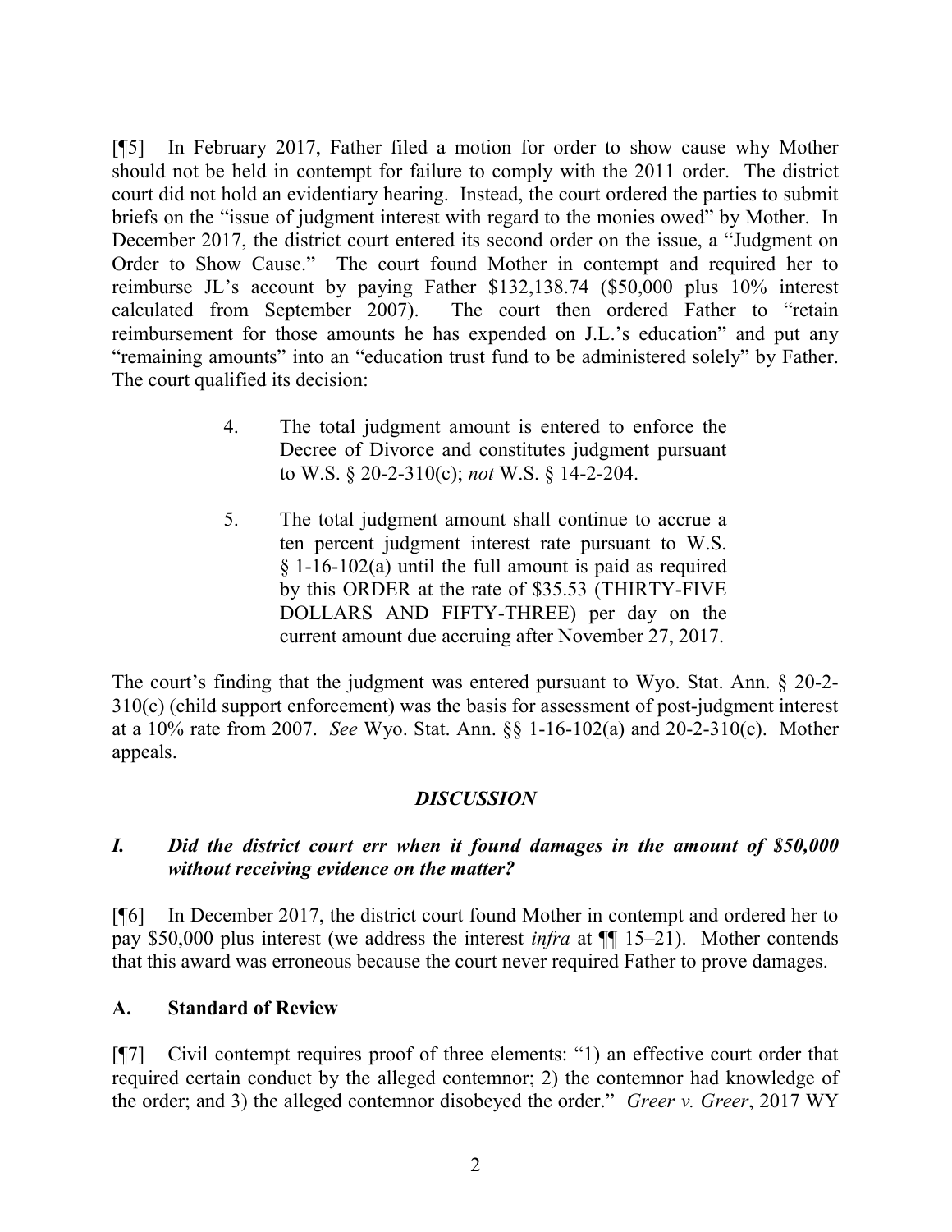[¶5] In February 2017, Father filed a motion for order to show cause why Mother should not be held in contempt for failure to comply with the 2011 order. The district court did not hold an evidentiary hearing. Instead, the court ordered the parties to submit briefs on the "issue of judgment interest with regard to the monies owed" by Mother. In December 2017, the district court entered its second order on the issue, a "Judgment on Order to Show Cause." The court found Mother in contempt and required her to reimburse JL's account by paying Father $132,138.74 ($50,000 plus 10% interest calculated from September 2007). The court then ordered Father to "retain reimbursement for those amounts he has expended on J.L.'s education" and put any "remaining amounts" into an "education trust fund to be administered solely" by Father. The court qualified its decision:

> 4. The total judgment amount is entered to enforce the Decree of Divorce and constitutes judgment pursuant to W.S. § 20-2-310(c); *not* W.S. § 14-2-204.
>
> 5. The total judgment amount shall continue to accrue a ten percent judgment interest rate pursuant to W.S. § 1-16-102(a) until the full amount is paid as required by this ORDER at the rate of $35.53 (THIRTY-FIVE DOLLARS AND FIFTY-THREE) per day on the current amount due accruing after November 27, 2017.

The court's finding that the judgment was entered pursuant to Wyo. Stat. Ann. § 20-2-310(c) (child support enforcement) was the basis for assessment of post-judgment interest at a 10% rate from 2007. *See* Wyo. Stat. Ann. §§ 1-16-102(a) and 20-2-310(c). Mother appeals.

## *DISCUSSION*

### *I. Did the district court err when it found damages in the amount of $50,000 without receiving evidence on the matter?*

[¶6] In December 2017, the district court found Mother in contempt and ordered her to pay $50,000 plus interest (we address the interest *infra* at ¶¶ 15–21). Mother contends that this award was erroneous because the court never required Father to prove damages.

#### A. Standard of Review

[¶7] Civil contempt requires proof of three elements: "1) an effective court order that required certain conduct by the alleged contemnor; 2) the contemnor had knowledge of the order; and 3) the alleged contemnor disobeyed the order." *Greer v. Greer*, 2017 WY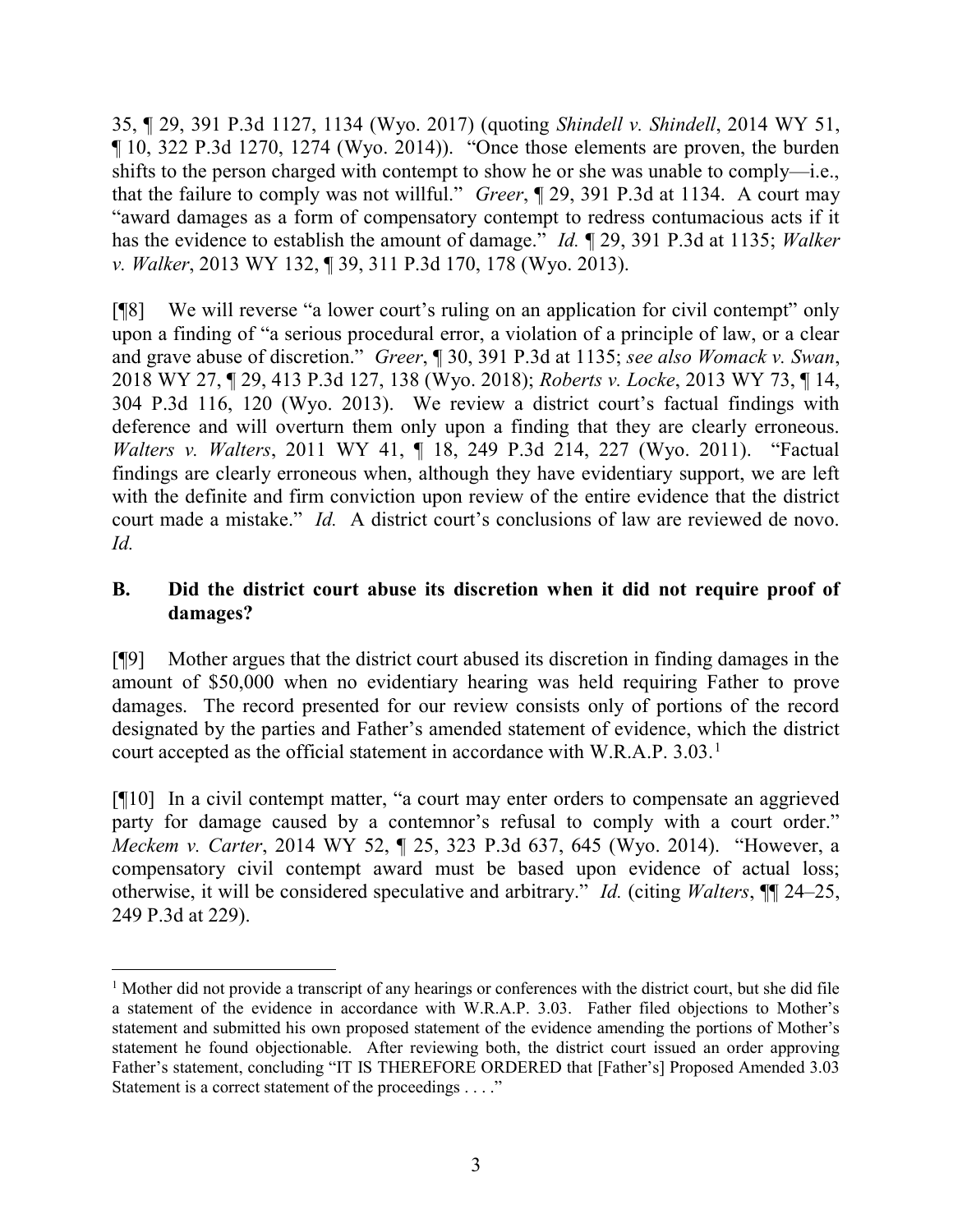35, ¶ 29, 391 P.3d 1127, 1134 (Wyo. 2017) (quoting *Shindell v. Shindell*, 2014 WY 51, ¶ 10, 322 P.3d 1270, 1274 (Wyo. 2014)). "Once those elements are proven, the burden shifts to the person charged with contempt to show he or she was unable to comply—i.e., that the failure to comply was not willful." *Greer*, ¶ 29, 391 P.3d at 1134. A court may "award damages as a form of compensatory contempt to redress contumacious acts if it has the evidence to establish the amount of damage." *Id.* ¶ 29, 391 P.3d at 1135; *Walker v. Walker*, 2013 WY 132, ¶ 39, 311 P.3d 170, 178 (Wyo. 2013).

[¶8] We will reverse "a lower court's ruling on an application for civil contempt" only upon a finding of "a serious procedural error, a violation of a principle of law, or a clear and grave abuse of discretion." *Greer*, ¶ 30, 391 P.3d at 1135; *see also Womack v. Swan*, 2018 WY 27, ¶ 29, 413 P.3d 127, 138 (Wyo. 2018); *Roberts v. Locke*, 2013 WY 73, ¶ 14, 304 P.3d 116, 120 (Wyo. 2013). We review a district court's factual findings with deference and will overturn them only upon a finding that they are clearly erroneous. *Walters v. Walters*, 2011 WY 41, ¶ 18, 249 P.3d 214, 227 (Wyo. 2011). "Factual findings are clearly erroneous when, although they have evidentiary support, we are left with the definite and firm conviction upon review of the entire evidence that the district court made a mistake." *Id.* A district court's conclusions of law are reviewed de novo. *Id.*

### B. Did the district court abuse its discretion when it did not require proof of damages?

[¶9] Mother argues that the district court abused its discretion in finding damages in the amount of $50,000 when no evidentiary hearing was held requiring Father to prove damages. The record presented for our review consists only of portions of the record designated by the parties and Father's amended statement of evidence, which the district court accepted as the official statement in accordance with W.R.A.P. 3.03.[1]

[¶10] In a civil contempt matter, "a court may enter orders to compensate an aggrieved party for damage caused by a contemnor's refusal to comply with a court order." *Meckem v. Carter*, 2014 WY 52, ¶ 25, 323 P.3d 637, 645 (Wyo. 2014). "However, a compensatory civil contempt award must be based upon evidence of actual loss; otherwise, it will be considered speculative and arbitrary." *Id.* (citing *Walters*, ¶¶ 24–25, 249 P.3d at 229).

---

[1] Mother did not provide a transcript of any hearings or conferences with the district court, but she did file a statement of the evidence in accordance with W.R.A.P. 3.03. Father filed objections to Mother's statement and submitted his own proposed statement of the evidence amending the portions of Mother's statement he found objectionable. After reviewing both, the district court issued an order approving Father's statement, concluding "IT IS THEREFORE ORDERED that [Father's] Proposed Amended 3.03 Statement is a correct statement of the proceedings . . . ."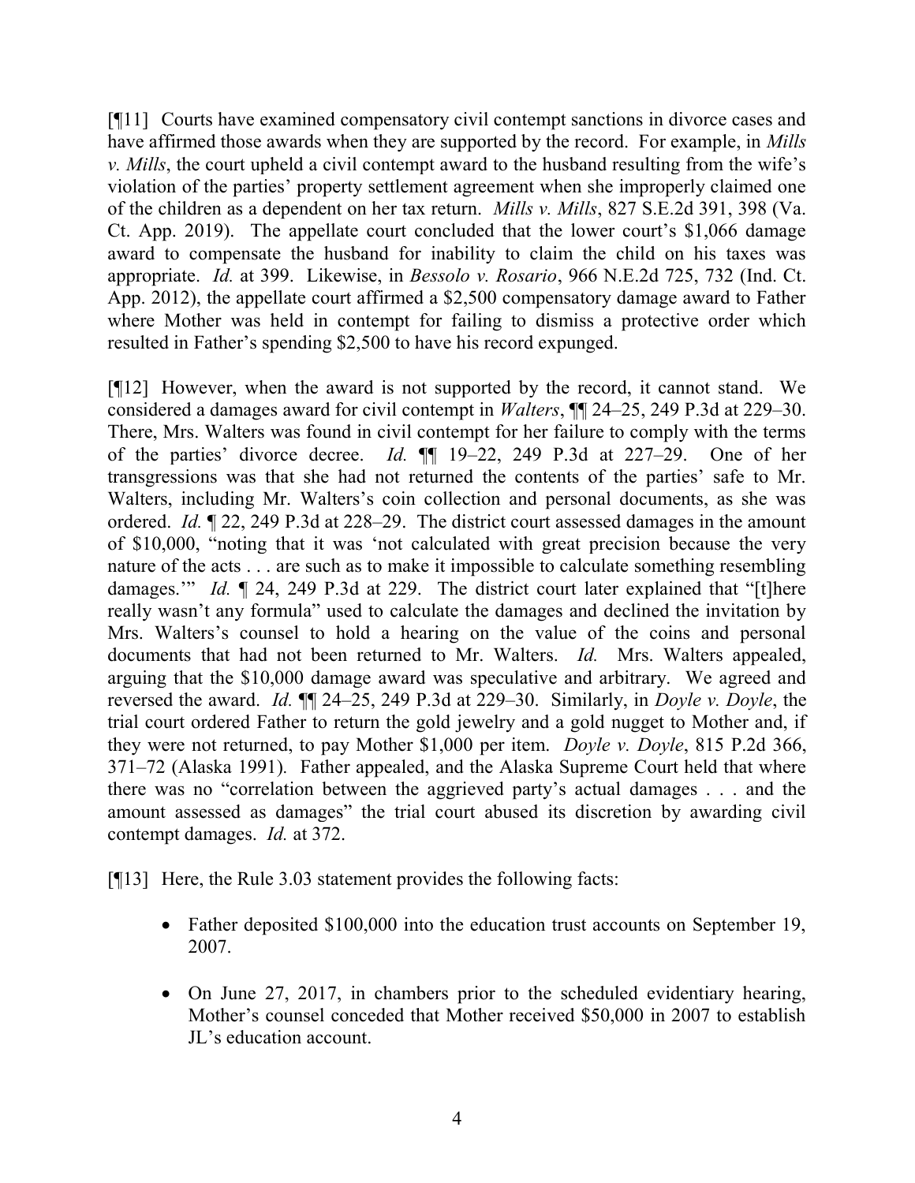[¶11] Courts have examined compensatory civil contempt sanctions in divorce cases and have affirmed those awards when they are supported by the record. For example, in *Mills v. Mills*, the court upheld a civil contempt award to the husband resulting from the wife's violation of the parties' property settlement agreement when she improperly claimed one of the children as a dependent on her tax return. *Mills v. Mills*, 827 S.E.2d 391, 398 (Va. Ct. App. 2019). The appellate court concluded that the lower court's $1,066 damage award to compensate the husband for inability to claim the child on his taxes was appropriate. *Id.* at 399. Likewise, in *Bessolo v. Rosario*, 966 N.E.2d 725, 732 (Ind. Ct. App. 2012), the appellate court affirmed a $2,500 compensatory damage award to Father where Mother was held in contempt for failing to dismiss a protective order which resulted in Father's spending $2,500 to have his record expunged.

[¶12] However, when the award is not supported by the record, it cannot stand. We considered a damages award for civil contempt in *Walters*, ¶¶ 24–25, 249 P.3d at 229–30. There, Mrs. Walters was found in civil contempt for her failure to comply with the terms of the parties' divorce decree. *Id.* ¶¶ 19–22, 249 P.3d at 227–29. One of her transgressions was that she had not returned the contents of the parties' safe to Mr. Walters, including Mr. Walters's coin collection and personal documents, as she was ordered. *Id.* ¶ 22, 249 P.3d at 228–29. The district court assessed damages in the amount of $10,000, "noting that it was 'not calculated with great precision because the very nature of the acts . . . are such as to make it impossible to calculate something resembling damages.'" *Id.* ¶ 24, 249 P.3d at 229. The district court later explained that "[t]here really wasn't any formula" used to calculate the damages and declined the invitation by Mrs. Walters's counsel to hold a hearing on the value of the coins and personal documents that had not been returned to Mr. Walters. *Id.* Mrs. Walters appealed, arguing that the $10,000 damage award was speculative and arbitrary. We agreed and reversed the award. *Id.* ¶¶ 24–25, 249 P.3d at 229–30. Similarly, in *Doyle v. Doyle*, the trial court ordered Father to return the gold jewelry and a gold nugget to Mother and, if they were not returned, to pay Mother $1,000 per item. *Doyle v. Doyle*, 815 P.2d 366, 371–72 (Alaska 1991). Father appealed, and the Alaska Supreme Court held that where there was no "correlation between the aggrieved party's actual damages . . . and the amount assessed as damages" the trial court abused its discretion by awarding civil contempt damages. *Id.* at 372.

[¶13] Here, the Rule 3.03 statement provides the following facts:

- Father deposited $100,000 into the education trust accounts on September 19, 2007.

- On June 27, 2017, in chambers prior to the scheduled evidentiary hearing, Mother's counsel conceded that Mother received $50,000 in 2007 to establish JL's education account.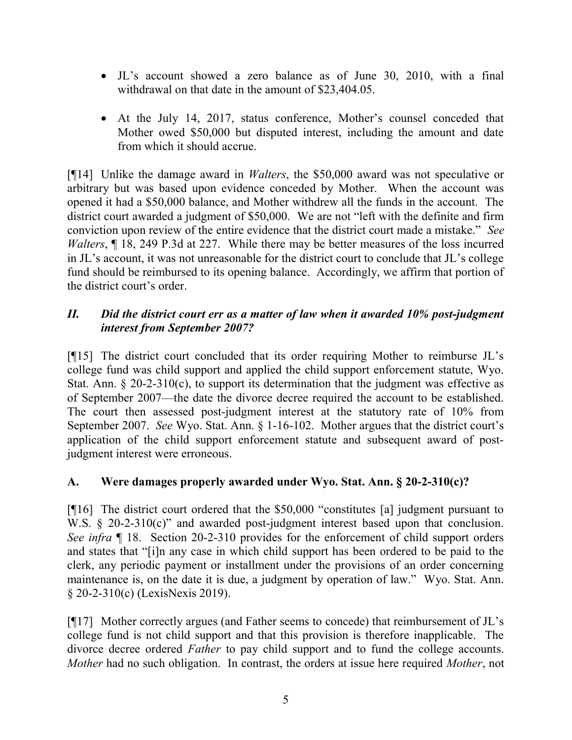- JL's account showed a zero balance as of June 30, 2010, with a final withdrawal on that date in the amount of $23,404.05.
- At the July 14, 2017, status conference, Mother's counsel conceded that Mother owed $50,000 but disputed interest, including the amount and date from which it should accrue.

[¶14] Unlike the damage award in *Walters*, the $50,000 award was not speculative or arbitrary but was based upon evidence conceded by Mother. When the account was opened it had a $50,000 balance, and Mother withdrew all the funds in the account. The district court awarded a judgment of $50,000. We are not "left with the definite and firm conviction upon review of the entire evidence that the district court made a mistake." *See Walters*, ¶ 18, 249 P.3d at 227. While there may be better measures of the loss incurred in JL's account, it was not unreasonable for the district court to conclude that JL's college fund should be reimbursed to its opening balance. Accordingly, we affirm that portion of the district court's order.

## *II. Did the district court err as a matter of law when it awarded 10% post-judgment interest from September 2007?*

[¶15] The district court concluded that its order requiring Mother to reimburse JL's college fund was child support and applied the child support enforcement statute, Wyo. Stat. Ann. § 20-2-310(c), to support its determination that the judgment was effective as of September 2007—the date the divorce decree required the account to be established. The court then assessed post-judgment interest at the statutory rate of 10% from September 2007. *See* Wyo. Stat. Ann. § 1-16-102. Mother argues that the district court's application of the child support enforcement statute and subsequent award of post-judgment interest were erroneous.

### A. Were damages properly awarded under Wyo. Stat. Ann. § 20-2-310(c)?

[¶16] The district court ordered that the $50,000 "constitutes [a] judgment pursuant to W.S. § 20-2-310(c)" and awarded post-judgment interest based upon that conclusion. *See infra* ¶ 18. Section 20-2-310 provides for the enforcement of child support orders and states that "[i]n any case in which child support has been ordered to be paid to the clerk, any periodic payment or installment under the provisions of an order concerning maintenance is, on the date it is due, a judgment by operation of law." Wyo. Stat. Ann. § 20-2-310(c) (LexisNexis 2019).

[¶17] Mother correctly argues (and Father seems to concede) that reimbursement of JL's college fund is not child support and that this provision is therefore inapplicable. The divorce decree ordered *Father* to pay child support and to fund the college accounts. *Mother* had no such obligation. In contrast, the orders at issue here required *Mother*, not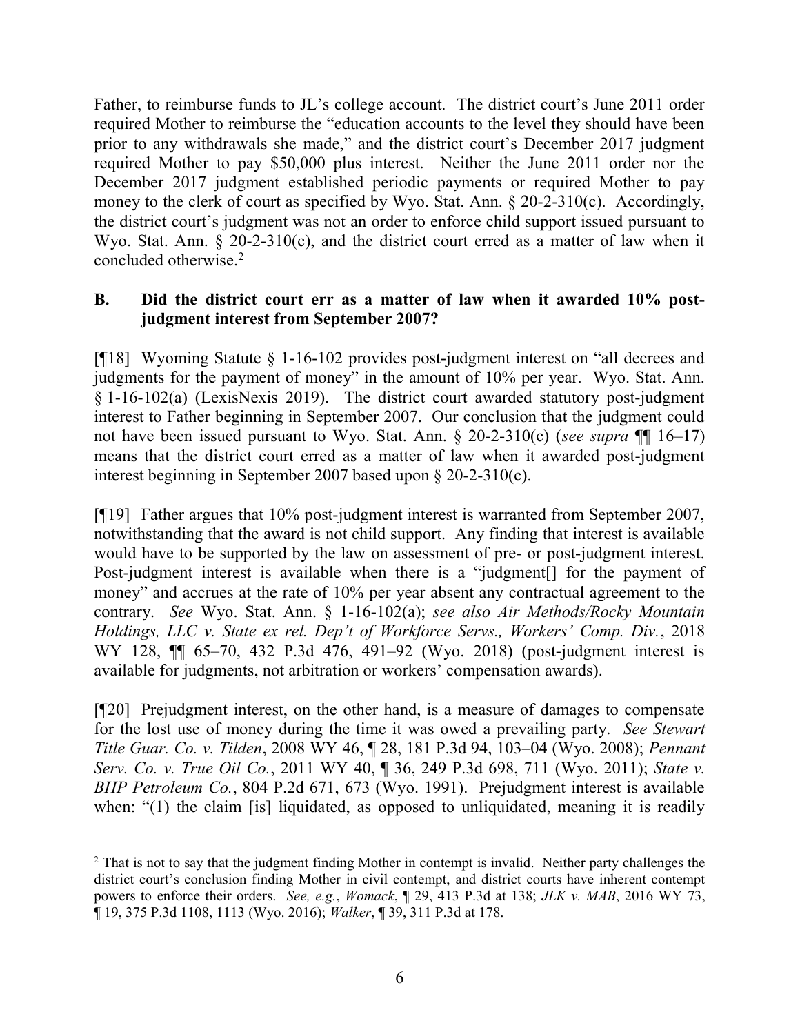Father, to reimburse funds to JL's college account. The district court's June 2011 order required Mother to reimburse the "education accounts to the level they should have been prior to any withdrawals she made," and the district court's December 2017 judgment required Mother to pay $50,000 plus interest. Neither the June 2011 order nor the December 2017 judgment established periodic payments or required Mother to pay money to the clerk of court as specified by Wyo. Stat. Ann. § 20-2-310(c). Accordingly, the district court's judgment was not an order to enforce child support issued pursuant to Wyo. Stat. Ann. § 20-2-310(c), and the district court erred as a matter of law when it concluded otherwise.[2]

### B. Did the district court err as a matter of law when it awarded 10% post-judgment interest from September 2007?

[¶18] Wyoming Statute § 1-16-102 provides post-judgment interest on "all decrees and judgments for the payment of money" in the amount of 10% per year. Wyo. Stat. Ann. § 1-16-102(a) (LexisNexis 2019). The district court awarded statutory post-judgment interest to Father beginning in September 2007. Our conclusion that the judgment could not have been issued pursuant to Wyo. Stat. Ann. § 20-2-310(c) (*see supra* ¶¶ 16–17) means that the district court erred as a matter of law when it awarded post-judgment interest beginning in September 2007 based upon § 20-2-310(c).

[¶19] Father argues that 10% post-judgment interest is warranted from September 2007, notwithstanding that the award is not child support. Any finding that interest is available would have to be supported by the law on assessment of pre- or post-judgment interest. Post-judgment interest is available when there is a "judgment[] for the payment of money" and accrues at the rate of 10% per year absent any contractual agreement to the contrary. *See* Wyo. Stat. Ann. § 1-16-102(a); *see also Air Methods/Rocky Mountain Holdings, LLC v. State ex rel. Dep't of Workforce Servs., Workers' Comp. Div.*, 2018 WY 128, ¶¶ 65–70, 432 P.3d 476, 491–92 (Wyo. 2018) (post-judgment interest is available for judgments, not arbitration or workers' compensation awards).

[¶20] Prejudgment interest, on the other hand, is a measure of damages to compensate for the lost use of money during the time it was owed a prevailing party. *See Stewart Title Guar. Co. v. Tilden*, 2008 WY 46, ¶ 28, 181 P.3d 94, 103–04 (Wyo. 2008); *Pennant Serv. Co. v. True Oil Co.*, 2011 WY 40, ¶ 36, 249 P.3d 698, 711 (Wyo. 2011); *State v. BHP Petroleum Co.*, 804 P.2d 671, 673 (Wyo. 1991). Prejudgment interest is available when: "(1) the claim [is] liquidated, as opposed to unliquidated, meaning it is readily

---

[2] That is not to say that the judgment finding Mother in contempt is invalid. Neither party challenges the district court's conclusion finding Mother in civil contempt, and district courts have inherent contempt powers to enforce their orders. *See, e.g.*, *Womack*, ¶ 29, 413 P.3d at 138; *JLK v. MAB*, 2016 WY 73, ¶ 19, 375 P.3d 1108, 1113 (Wyo. 2016); *Walker*, ¶ 39, 311 P.3d at 178.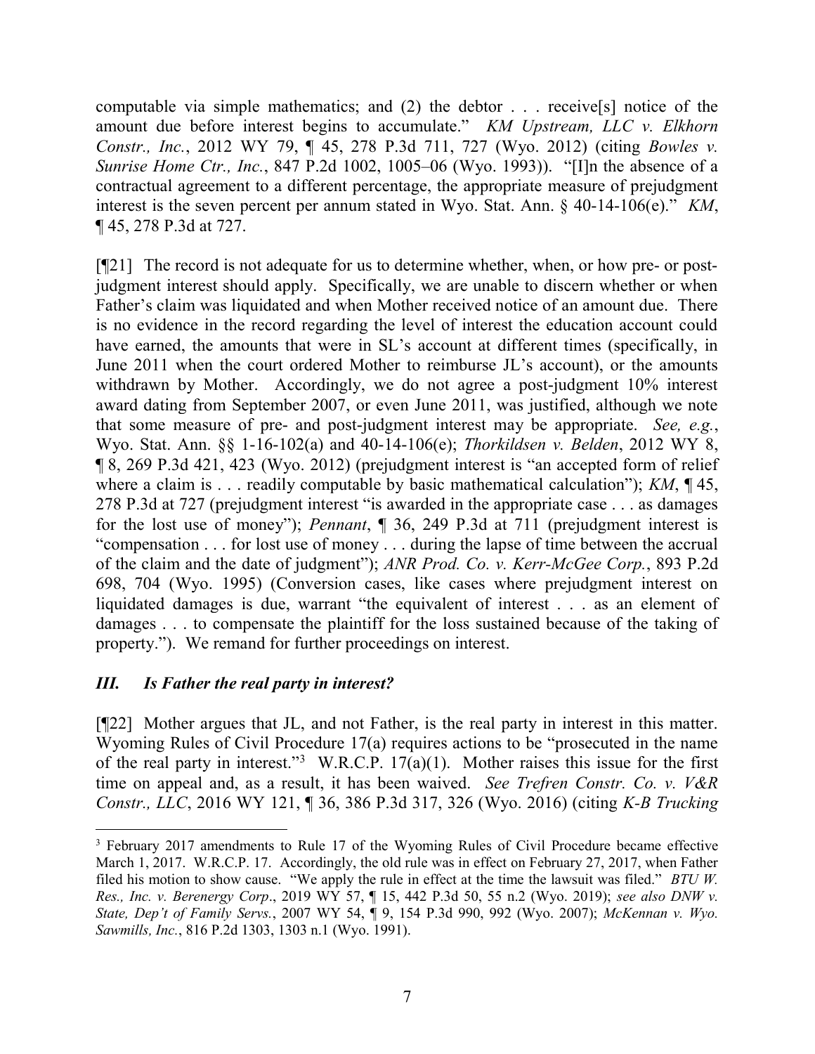computable via simple mathematics; and (2) the debtor . . . receive[s] notice of the amount due before interest begins to accumulate." *KM Upstream, LLC v. Elkhorn Constr., Inc.*, 2012 WY 79, ¶ 45, 278 P.3d 711, 727 (Wyo. 2012) (citing *Bowles v. Sunrise Home Ctr., Inc.*, 847 P.2d 1002, 1005–06 (Wyo. 1993)). "[I]n the absence of a contractual agreement to a different percentage, the appropriate measure of prejudgment interest is the seven percent per annum stated in Wyo. Stat. Ann. § 40-14-106(e)." *KM*, ¶ 45, 278 P.3d at 727.

[¶21] The record is not adequate for us to determine whether, when, or how pre- or post-judgment interest should apply. Specifically, we are unable to discern whether or when Father's claim was liquidated and when Mother received notice of an amount due. There is no evidence in the record regarding the level of interest the education account could have earned, the amounts that were in SL's account at different times (specifically, in June 2011 when the court ordered Mother to reimburse JL's account), or the amounts withdrawn by Mother. Accordingly, we do not agree a post-judgment 10% interest award dating from September 2007, or even June 2011, was justified, although we note that some measure of pre- and post-judgment interest may be appropriate. *See, e.g.*, Wyo. Stat. Ann. §§ 1-16-102(a) and 40-14-106(e); *Thorkildsen v. Belden*, 2012 WY 8, ¶ 8, 269 P.3d 421, 423 (Wyo. 2012) (prejudgment interest is "an accepted form of relief where a claim is . . . readily computable by basic mathematical calculation"); *KM*, ¶ 45, 278 P.3d at 727 (prejudgment interest "is awarded in the appropriate case . . . as damages for the lost use of money"); *Pennant*, ¶ 36, 249 P.3d at 711 (prejudgment interest is "compensation . . . for lost use of money . . . during the lapse of time between the accrual of the claim and the date of judgment"); *ANR Prod. Co. v. Kerr-McGee Corp.*, 893 P.2d 698, 704 (Wyo. 1995) (Conversion cases, like cases where prejudgment interest on liquidated damages is due, warrant "the equivalent of interest . . . as an element of damages . . . to compensate the plaintiff for the loss sustained because of the taking of property."). We remand for further proceedings on interest.

### *III. Is Father the real party in interest?*

[¶22] Mother argues that JL, and not Father, is the real party in interest in this matter. Wyoming Rules of Civil Procedure 17(a) requires actions to be "prosecuted in the name of the real party in interest."[3] W.R.C.P. 17(a)(1). Mother raises this issue for the first time on appeal and, as a result, it has been waived. *See Trefren Constr. Co. v. V&R Constr., LLC*, 2016 WY 121, ¶ 36, 386 P.3d 317, 326 (Wyo. 2016) (citing *K-B Trucking*

---

[3] February 2017 amendments to Rule 17 of the Wyoming Rules of Civil Procedure became effective March 1, 2017. W.R.C.P. 17. Accordingly, the old rule was in effect on February 27, 2017, when Father filed his motion to show cause. "We apply the rule in effect at the time the lawsuit was filed." *BTU W. Res., Inc. v. Berenergy Corp*., 2019 WY 57, ¶ 15, 442 P.3d 50, 55 n.2 (Wyo. 2019); *see also DNW v. State, Dep't of Family Servs.*, 2007 WY 54, ¶ 9, 154 P.3d 990, 992 (Wyo. 2007); *McKennan v. Wyo. Sawmills, Inc.*, 816 P.2d 1303, 1303 n.1 (Wyo. 1991).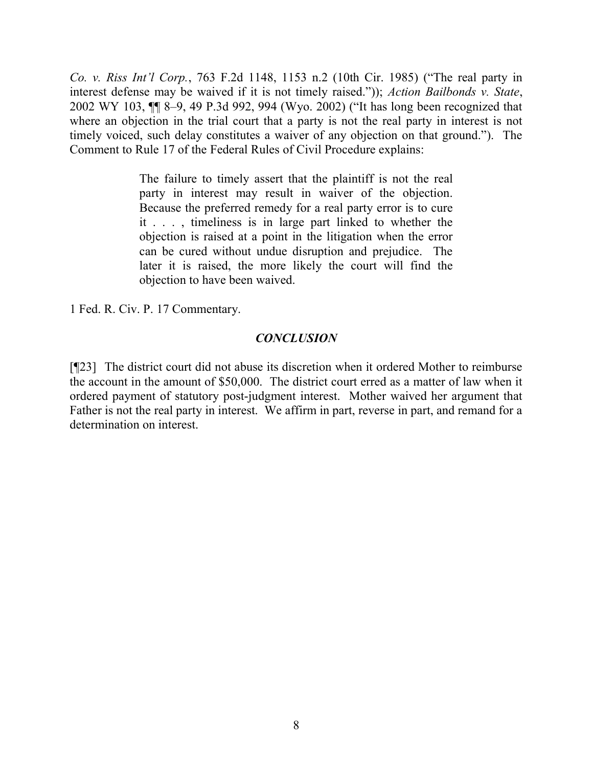*Co. v. Riss Int'l Corp.*, 763 F.2d 1148, 1153 n.2 (10th Cir. 1985) ("The real party in interest defense may be waived if it is not timely raised.")); *Action Bailbonds v. State*, 2002 WY 103, ¶¶ 8–9, 49 P.3d 992, 994 (Wyo. 2002) ("It has long been recognized that where an objection in the trial court that a party is not the real party in interest is not timely voiced, such delay constitutes a waiver of any objection on that ground."). The Comment to Rule 17 of the Federal Rules of Civil Procedure explains:

> The failure to timely assert that the plaintiff is not the real party in interest may result in waiver of the objection. Because the preferred remedy for a real party error is to cure it . . . , timeliness is in large part linked to whether the objection is raised at a point in the litigation when the error can be cured without undue disruption and prejudice. The later it is raised, the more likely the court will find the objection to have been waived.

1 Fed. R. Civ. P. 17 Commentary.

## *CONCLUSION*

[¶23] The district court did not abuse its discretion when it ordered Mother to reimburse the account in the amount of $50,000. The district court erred as a matter of law when it ordered payment of statutory post-judgment interest. Mother waived her argument that Father is not the real party in interest. We affirm in part, reverse in part, and remand for a determination on interest.